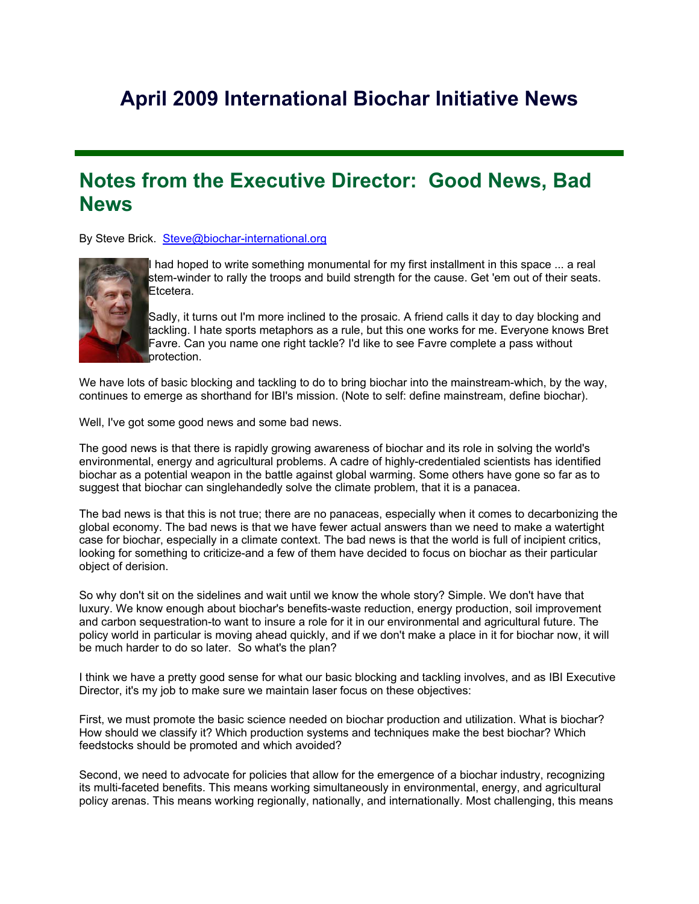# April 2009 International Biochar Initiative News

## Notes from the Executive Director: Good News, Bad News

By Steve Brick. Steve@biochar-international.org

I had hoped to write something monumental for my first installment in this space ... a real stem-winder to rally the troops and build strength for the cause. Get 'em out of their seats. Etcetera.

Sadly, it turns out I'm more inclined to the prosaic. A friend calls it day to day blocking and tackling. I hate sports metaphors as a rule, but this one works for me. Everyone knows Bret Favre. Can you name one right tackle? I'd like to see Favre complete a pass without protection.

We have lots of basic blocking and tackling to do to bring biochar into the mainstream-which, by the way, continues to emerge as shorthand for IBI's mission. (Note to self: define mainstream, define biochar).

Well, I've got some good news and some bad news.

The good news is that there is rapidly growing awareness of biochar and its role in solving the world's environmental, energy and agricultural problems. A cadre of highly-credentialed scientists has identified biochar as a potential weapon in the battle against global warming. Some others have gone so far as to suggest that biochar can singlehandedly solve the climate problem, that it is a panacea.

The bad news is that this is not true; there are no panaceas, especially when it comes to decarbonizing the global economy. The bad news is that we have fewer actual answers than we need to make a watertight case for biochar, especially in a climate context. The bad news is that the world is full of incipient critics, looking for something to criticize-and a few of them have decided to focus on biochar as their particular object of derision.

So why don't sit on the sidelines and wait until we know the whole story? Simple. We don't have that luxury. We know enough about biochar's benefits-waste reduction, energy production, soil improvement and carbon sequestration-to want to insure a role for it in our environmental and agricultural future. The policy world in particular is moving ahead quickly, and if we don't make a place in it for biochar now, it will be much harder to do so later. So what's the plan?

I think we have a pretty good sense for what our basic blocking and tackling involves, and as IBI Executive Director, it's my job to make sure we maintain laser focus on these objectives:

First, we must promote the basic science needed on biochar production and utilization. What is biochar? How should we classify it? Which production systems and techniques make the best biochar? Which feedstocks should be promoted and which avoided?

Second, we need to advocate for policies that allow for the emergence of a biochar industry, recognizing its multi-faceted benefits. This means working simultaneously in environmental, energy, and agricultural policy arenas. This means working regionally, nationally, and internationally. Most challenging, this means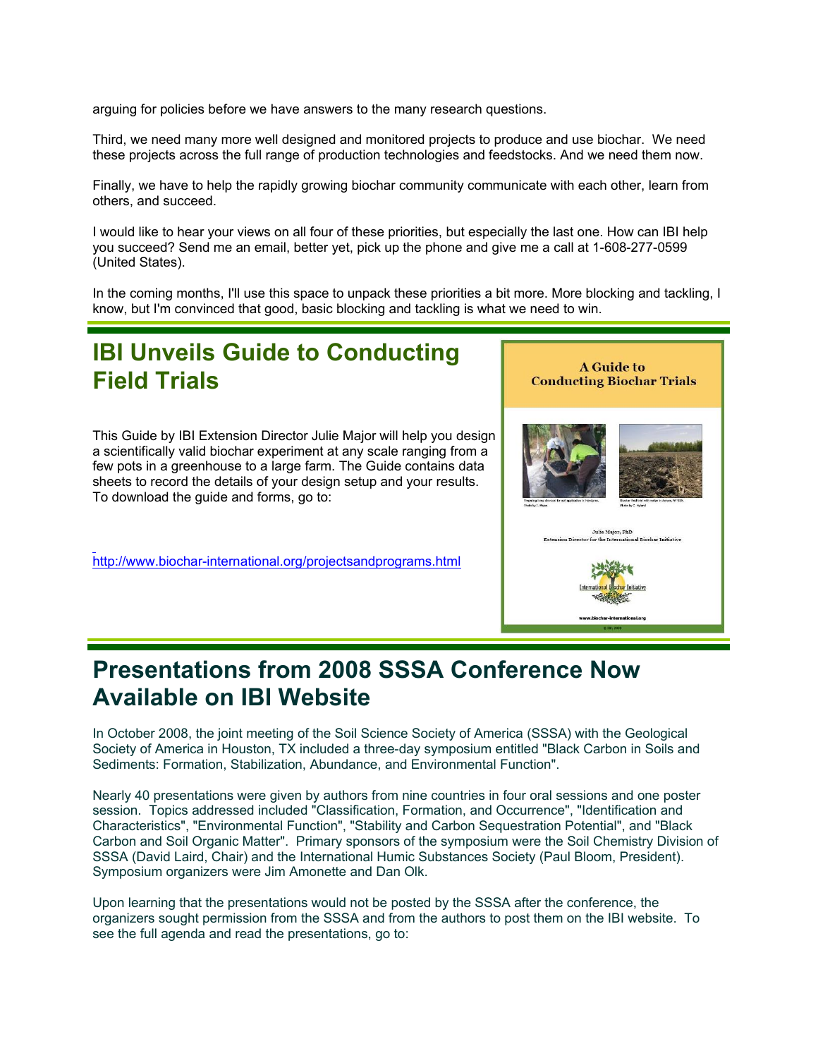arguing for policies before we have answers to the many research questions.

Third, we need many more well designed and monitored projects to produce and use biochar. We need these projects across the full range of production technologies and feedstocks. And we need them now.

Finally, we have to help the rapidly growing biochar community communicate with each other, learn from others, and succeed.

I would like to hear your views on all four of these priorities, but especially the last one. How can IBI help you succeed? Send me an email, better yet, pick up the phone and give me a call at 1-608-277-0599 (United States).

In the coming months, I'll use this space to unpack these priorities a bit more. More blocking and tackling, I know, but I'm convinced that good, basic blocking and tackling is what we need to win.

## IBI Unveils Guide to Conducting Field Trials

This Guide by IBI Extension Director Julie Major will help you design a scientifically valid biochar experiment at any scale ranging from a few pots in a greenhouse to a large farm. The Guide contains data sheets to record the details of your design setup and your results. To download the guide and forms, go to:

http://www.biochar-international.org/projectsandprograms.html

## Presentations from 2008 SSSA Conference Now Available on IBI Website

In October 2008, the joint meeting of the Soil Science Society of America (SSSA) with the Geological Society of America in Houston, TX included a three-day symposium entitled "Black Carbon in Soils and Sediments: Formation, Stabilization, Abundance, and Environmental Function".

Nearly 40 presentations were given by authors from nine countries in four oral sessions and one poster session. Topics addressed included "Classification, Formation, and Occurrence", "Identification and Characteristics", "Environmental Function", "Stability and Carbon Sequestration Potential", and "Black Carbon and Soil Organic Matter". Primary sponsors of the symposium were the Soil Chemistry Division of SSSA (David Laird, Chair) and the International Humic Substances Society (Paul Bloom, President). Symposium organizers were Jim Amonette and Dan Olk.

Upon learning that the presentations would not be posted by the SSSA after the conference, the organizers sought permission from the SSSA and from the authors to post them on the IBI website. To see the full agenda and read the presentations, go to: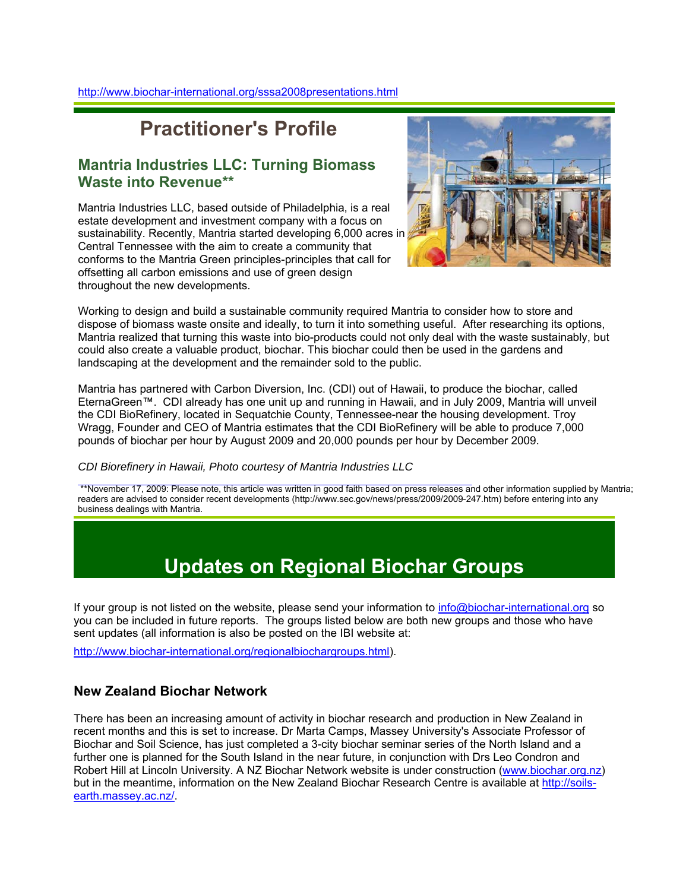http://www.biochar-international.org/sssa2008presentations.html

# Practitioner's Profile

## Mantria Industries LLC: Turning Biomass Waste into Revenue**

Mantria Industries LLC, based outside of Philadelphia, is a real estate development and investment company with a focus on sustainability. Recently, Mantria started developing 6,000 acres in Central Tennessee with the aim to create a community that conforms to the Mantria Green principles-principles that call for offsetting all carbon emissions and use of green design throughout the new developments.

Working to design and build a sustainable community required Mantria to consider how to store and dispose of biomass waste onsite and ideally, to turn it into something useful. After researching its options, Mantria realized that turning this waste into bio-products could not only deal with the waste sustainably, but could also create a valuable product, biochar. This biochar could then be used in the gardens and landscaping at the development and the remainder sold to the public.

Mantria has partnered with Carbon Diversion, Inc. (CDI) out of Hawaii, to produce the biochar, called EternaGreen™. CDI already has one unit up and running in Hawaii, and in July 2009, Mantria will unveil the CDI BioRefinery, located in Sequatchie County, Tennessee-near the housing development. Troy Wragg, Founder and CEO of Mantria estimates that the CDI BioRefinery will be able to produce 7,000 pounds of biochar per hour by August 2009 and 20,000 pounds per hour by December 2009.

*CDI Biorefinery in Hawaii, Photo courtesy of Mantria Industries LLC*

**November 17, 2009: Please note, this article was written in good faith based on press releases and other information supplied by Mantria; readers are advised to consider recent developments (http://www.sec.gov/news/press/2009/2009-247.htm) before entering into any business dealings with Mantria.

# Updates on Regional Biochar Groups

If your group is not listed on the website, please send your information to info@biochar-international.org so you can be included in future reports. The groups listed below are both new groups and those who have sent updates (all information is also be posted on the IBI website at:

http://www.biochar-international.org/regionalbiochargroups.html).

### New Zealand Biochar Network

There has been an increasing amount of activity in biochar research and production in New Zealand in recent months and this is set to increase. Dr Marta Camps, Massey University's Associate Professor of Biochar and Soil Science, has just completed a 3-city biochar seminar series of the North Island and a further one is planned for the South Island in the near future, in conjunction with Drs Leo Condron and Robert Hill at Lincoln University. A NZ Biochar Network website is under construction (www.biochar.org.nz) but in the meantime, information on the New Zealand Biochar Research Centre is available at http://soils-earth.massey.ac.nz/.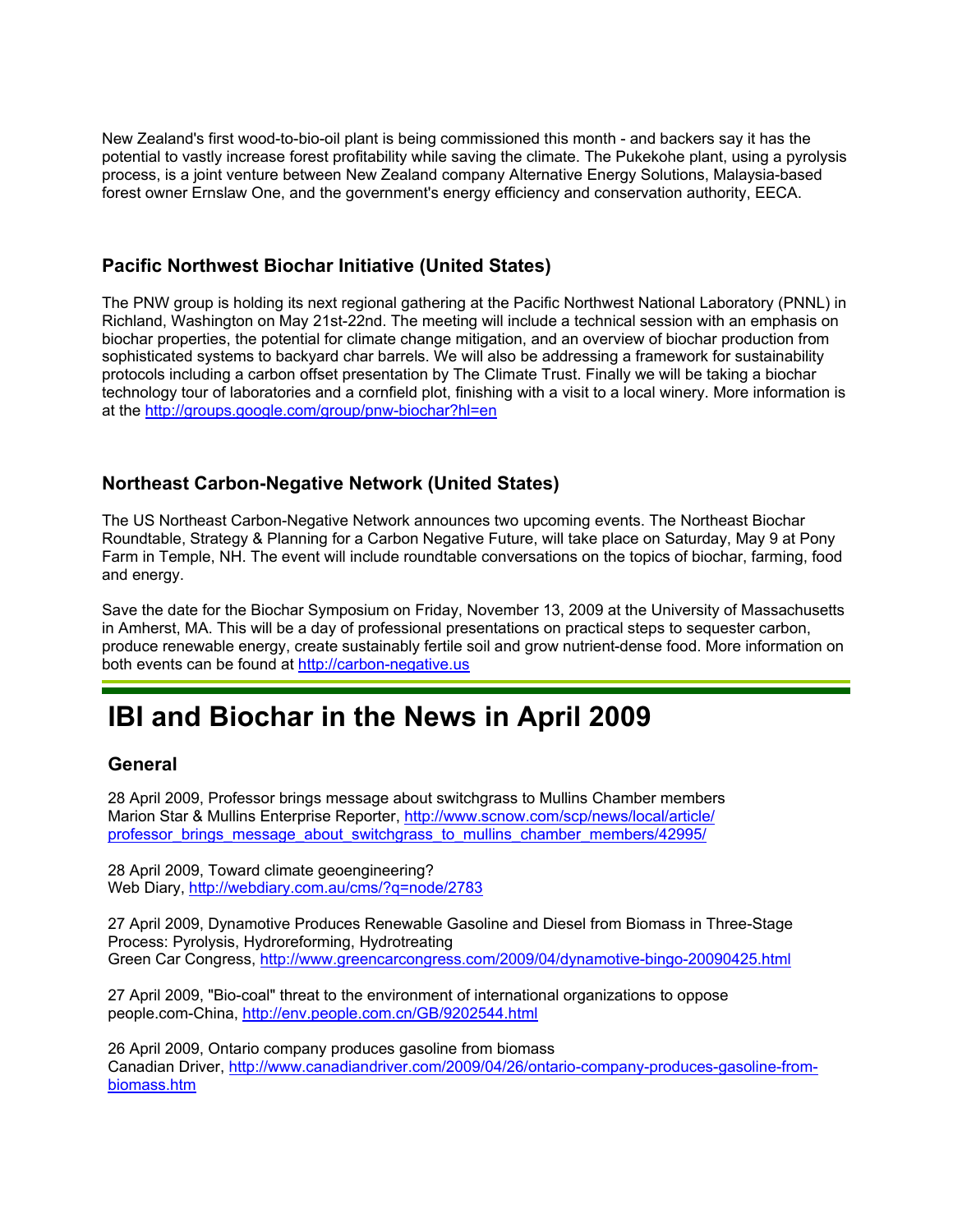New Zealand's first wood-to-bio-oil plant is being commissioned this month - and backers say it has the potential to vastly increase forest profitability while saving the climate. The Pukekohe plant, using a pyrolysis process, is a joint venture between New Zealand company Alternative Energy Solutions, Malaysia-based forest owner Ernslaw One, and the government's energy efficiency and conservation authority, EECA.

### Pacific Northwest Biochar Initiative (United States)

The PNW group is holding its next regional gathering at the Pacific Northwest National Laboratory (PNNL) in Richland, Washington on May 21st-22nd. The meeting will include a technical session with an emphasis on biochar properties, the potential for climate change mitigation, and an overview of biochar production from sophisticated systems to backyard char barrels. We will also be addressing a framework for sustainability protocols including a carbon offset presentation by The Climate Trust. Finally we will be taking a biochar technology tour of laboratories and a cornfield plot, finishing with a visit to a local winery. More information is at the [http://groups.google.com/group/pnw-biochar?hl=en](http://groups.google.com/group/pnw-biochar?hl=en)

### Northeast Carbon-Negative Network (United States)

The US Northeast Carbon-Negative Network announces two upcoming events. The Northeast Biochar Roundtable, Strategy & Planning for a Carbon Negative Future, will take place on Saturday, May 9 at Pony Farm in Temple, NH. The event will include roundtable conversations on the topics of biochar, farming, food and energy.

Save the date for the Biochar Symposium on Friday, November 13, 2009 at the University of Massachusetts in Amherst, MA. This will be a day of professional presentations on practical steps to sequester carbon, produce renewable energy, create sustainably fertile soil and grow nutrient-dense food. More information on both events can be found at [http://carbon-negative.us](http://carbon-negative.us)

---

# IBI and Biochar in the News in April 2009

### General

28 April 2009, Professor brings message about switchgrass to Mullins Chamber members
Marion Star & Mullins Enterprise Reporter, [http://www.scnow.com/scp/news/local/article/professor_brings_message_about_switchgrass_to_mullins_chamber_members/42995/](http://www.scnow.com/scp/news/local/article/professor_brings_message_about_switchgrass_to_mullins_chamber_members/42995/)

28 April 2009, Toward climate geoengineering?
Web Diary, [http://webdiary.com.au/cms/?q=node/2783](http://webdiary.com.au/cms/?q=node/2783)

27 April 2009, Dynamotive Produces Renewable Gasoline and Diesel from Biomass in Three-Stage Process: Pyrolysis, Hydroreforming, Hydrotreating
Green Car Congress, [http://www.greencarcongress.com/2009/04/dynamotive-bingo-20090425.html](http://www.greencarcongress.com/2009/04/dynamotive-bingo-20090425.html)

27 April 2009, "Bio-coal" threat to the environment of international organizations to oppose
people.com-China, [http://env.people.com.cn/GB/9202544.html](http://env.people.com.cn/GB/9202544.html)

26 April 2009, Ontario company produces gasoline from biomass
Canadian Driver, [http://www.canadiandriver.com/2009/04/26/ontario-company-produces-gasoline-from-biomass.htm](http://www.canadiandriver.com/2009/04/26/ontario-company-produces-gasoline-from-biomass.htm)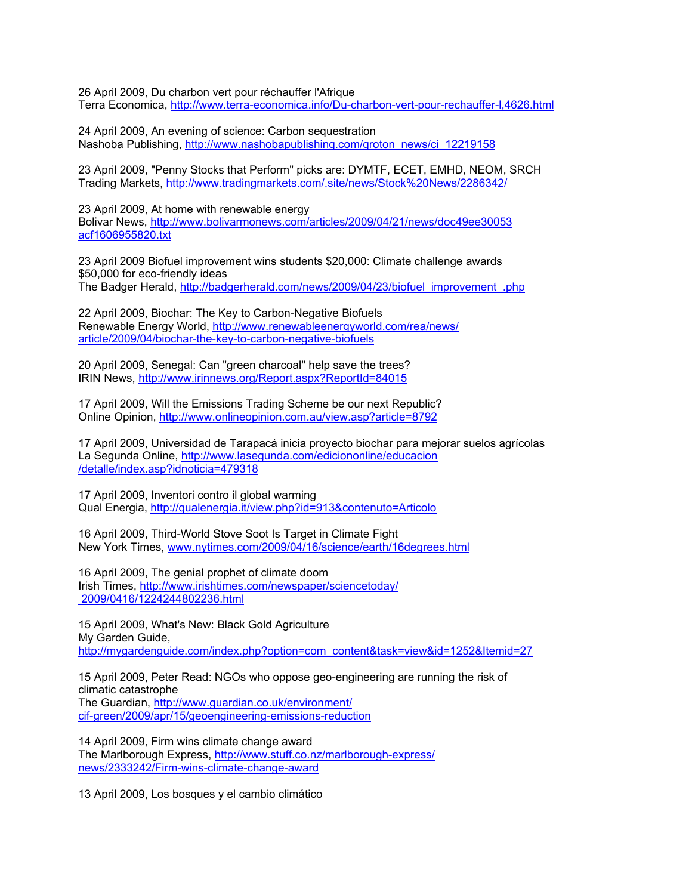26 April 2009, Du charbon vert pour réchauffer l'Afrique
Terra Economica, http://www.terra-economica.info/Du-charbon-vert-pour-rechauffer-l,4626.html

24 April 2009, An evening of science: Carbon sequestration
Nashoba Publishing, http://www.nashobapublishing.com/groton_news/ci_12219158

23 April 2009, "Penny Stocks that Perform" picks are: DYMTF, ECET, EMHD, NEOM, SRCH
Trading Markets, http://www.tradingmarkets.com/.site/news/Stock%20News/2286342/

23 April 2009, At home with renewable energy
Bolivar News, http://www.bolivarmonews.com/articles/2009/04/21/news/doc49ee30053acf1606955820.txt

23 April 2009 Biofuel improvement wins students $20,000: Climate challenge awards $50,000 for eco-friendly ideas
The Badger Herald, http://badgerherald.com/news/2009/04/23/biofuel_improvement_.php

22 April 2009, Biochar: The Key to Carbon-Negative Biofuels
Renewable Energy World, http://www.renewableenergyworld.com/rea/news/article/2009/04/biochar-the-key-to-carbon-negative-biofuels

20 April 2009, Senegal: Can "green charcoal" help save the trees?
IRIN News, http://www.irinnews.org/Report.aspx?ReportId=84015

17 April 2009, Will the Emissions Trading Scheme be our next Republic?
Online Opinion, http://www.onlineopinion.com.au/view.asp?article=8792

17 April 2009, Universidad de Tarapacá inicia proyecto biochar para mejorar suelos agrícolas
La Segunda Online, http://www.lasegunda.com/ediciononline/educacion/detalle/index.asp?idnoticia=479318

17 April 2009, Inventori contro il global warming
Qual Energia, http://qualenergia.it/view.php?id=913&contenuto=Articolo

16 April 2009, Third-World Stove Soot Is Target in Climate Fight
New York Times, www.nytimes.com/2009/04/16/science/earth/16degrees.html

16 April 2009, The genial prophet of climate doom
Irish Times, http://www.irishtimes.com/newspaper/sciencetoday/2009/0416/1224244802236.html

15 April 2009, What's New: Black Gold Agriculture
My Garden Guide,
http://mygardenguide.com/index.php?option=com_content&task=view&id=1252&Itemid=27

15 April 2009, Peter Read: NGOs who oppose geo-engineering are running the risk of climatic catastrophe
The Guardian, http://www.guardian.co.uk/environment/cif-green/2009/apr/15/geoengineering-emissions-reduction

14 April 2009, Firm wins climate change award
The Marlborough Express, http://www.stuff.co.nz/marlborough-express/news/2333242/Firm-wins-climate-change-award

13 April 2009, Los bosques y el cambio climático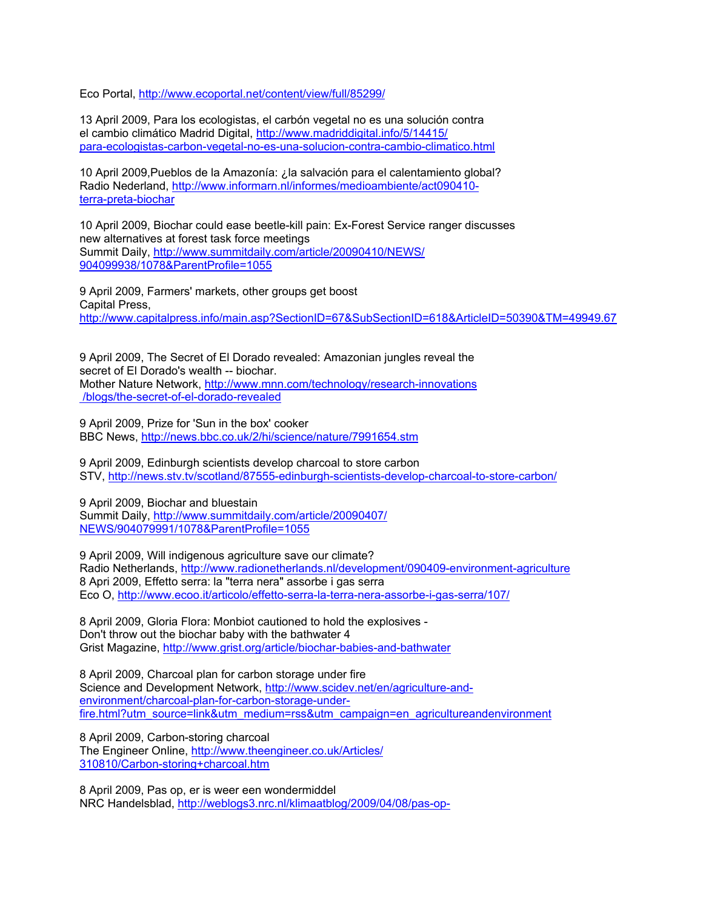Eco Portal, http://www.ecoportal.net/content/view/full/85299/

13 April 2009, Para los ecologistas, el carbón vegetal no es una solución contra el cambio climático Madrid Digital, http://www.madriddigital.info/5/14415/para-ecologistas-carbon-vegetal-no-es-una-solucion-contra-cambio-climatico.html

10 April 2009,Pueblos de la Amazonía: ¿la salvación para el calentamiento global? Radio Nederland, http://www.informarn.nl/informes/medioambiente/act090410-terra-preta-biochar

10 April 2009, Biochar could ease beetle-kill pain: Ex-Forest Service ranger discusses new alternatives at forest task force meetings
Summit Daily, http://www.summitdaily.com/article/20090410/NEWS/904099938/1078&ParentProfile=1055

9 April 2009, Farmers' markets, other groups get boost
Capital Press,
http://www.capitalpress.info/main.asp?SectionID=67&SubSectionID=618&ArticleID=50390&TM=49949.67

9 April 2009, The Secret of El Dorado revealed: Amazonian jungles reveal the secret of El Dorado's wealth -- biochar.
Mother Nature Network, http://www.mnn.com/technology/research-innovations/blogs/the-secret-of-el-dorado-revealed

9 April 2009, Prize for 'Sun in the box' cooker
BBC News, http://news.bbc.co.uk/2/hi/science/nature/7991654.stm

9 April 2009, Edinburgh scientists develop charcoal to store carbon
STV, http://news.stv.tv/scotland/87555-edinburgh-scientists-develop-charcoal-to-store-carbon/

9 April 2009, Biochar and bluestain
Summit Daily, http://www.summitdaily.com/article/20090407/NEWS/904079991/1078&ParentProfile=1055

9 April 2009, Will indigenous agriculture save our climate?
Radio Netherlands, http://www.radionetherlands.nl/development/090409-environment-agriculture
8 Apri 2009, Effetto serra: la "terra nera" assorbe i gas serra
Eco O, http://www.ecoo.it/articolo/effetto-serra-la-terra-nera-assorbe-i-gas-serra/107/

8 April 2009, Gloria Flora: Monbiot cautioned to hold the explosives - Don't throw out the biochar baby with the bathwater 4
Grist Magazine, http://www.grist.org/article/biochar-babies-and-bathwater

8 April 2009, Charcoal plan for carbon storage under fire
Science and Development Network, http://www.scidev.net/en/agriculture-and-environment/charcoal-plan-for-carbon-storage-under-fire.html?utm_source=link&utm_medium=rss&utm_campaign=en_agricultureandenvironment

8 April 2009, Carbon-storing charcoal
The Engineer Online, http://www.theengineer.co.uk/Articles/310810/Carbon-storing+charcoal.htm

8 April 2009, Pas op, er is weer een wondermiddel
NRC Handelsblad, http://weblogs3.nrc.nl/klimaatblog/2009/04/08/pas-op-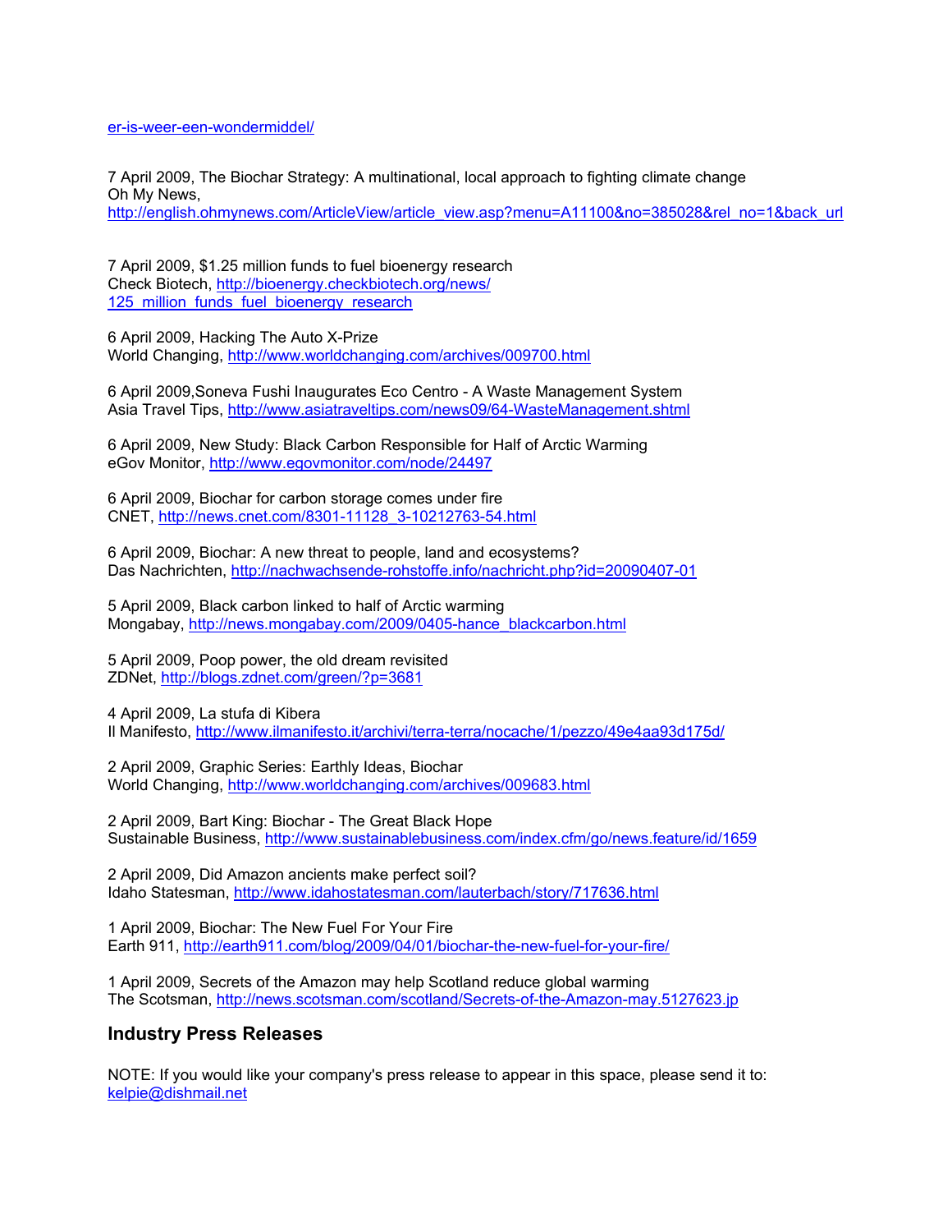er-is-weer-een-wondermiddel/

7 April 2009, The Biochar Strategy: A multinational, local approach to fighting climate change
Oh My News,
http://english.ohmynews.com/ArticleView/article_view.asp?menu=A11100&no=385028&rel_no=1&back_url

7 April 2009, $1.25 million funds to fuel bioenergy research
Check Biotech, http://bioenergy.checkbiotech.org/news/125_million_funds_fuel_bioenergy_research

6 April 2009, Hacking The Auto X-Prize
World Changing, http://www.worldchanging.com/archives/009700.html

6 April 2009,Soneva Fushi Inaugurates Eco Centro - A Waste Management System
Asia Travel Tips, http://www.asiatraveltips.com/news09/64-WasteManagement.shtml

6 April 2009, New Study: Black Carbon Responsible for Half of Arctic Warming
eGov Monitor, http://www.egovmonitor.com/node/24497

6 April 2009, Biochar for carbon storage comes under fire
CNET, http://news.cnet.com/8301-11128_3-10212763-54.html

6 April 2009, Biochar: A new threat to people, land and ecosystems?
Das Nachrichten, http://nachwachsende-rohstoffe.info/nachricht.php?id=20090407-01

5 April 2009, Black carbon linked to half of Arctic warming
Mongabay, http://news.mongabay.com/2009/0405-hance_blackcarbon.html

5 April 2009, Poop power, the old dream revisited
ZDNet, http://blogs.zdnet.com/green/?p=3681

4 April 2009, La stufa di Kibera
Il Manifesto, http://www.ilmanifesto.it/archivi/terra-terra/nocache/1/pezzo/49e4aa93d175d/

2 April 2009, Graphic Series: Earthly Ideas, Biochar
World Changing, http://www.worldchanging.com/archives/009683.html

2 April 2009, Bart King: Biochar - The Great Black Hope
Sustainable Business, http://www.sustainablebusiness.com/index.cfm/go/news.feature/id/1659

2 April 2009, Did Amazon ancients make perfect soil?
Idaho Statesman, http://www.idahostatesman.com/lauterbach/story/717636.html

1 April 2009, Biochar: The New Fuel For Your Fire
Earth 911, http://earth911.com/blog/2009/04/01/biochar-the-new-fuel-for-your-fire/

1 April 2009, Secrets of the Amazon may help Scotland reduce global warming
The Scotsman, http://news.scotsman.com/scotland/Secrets-of-the-Amazon-may.5127623.jp

## Industry Press Releases

NOTE: If you would like your company's press release to appear in this space, please send it to: kelpie@dishmail.net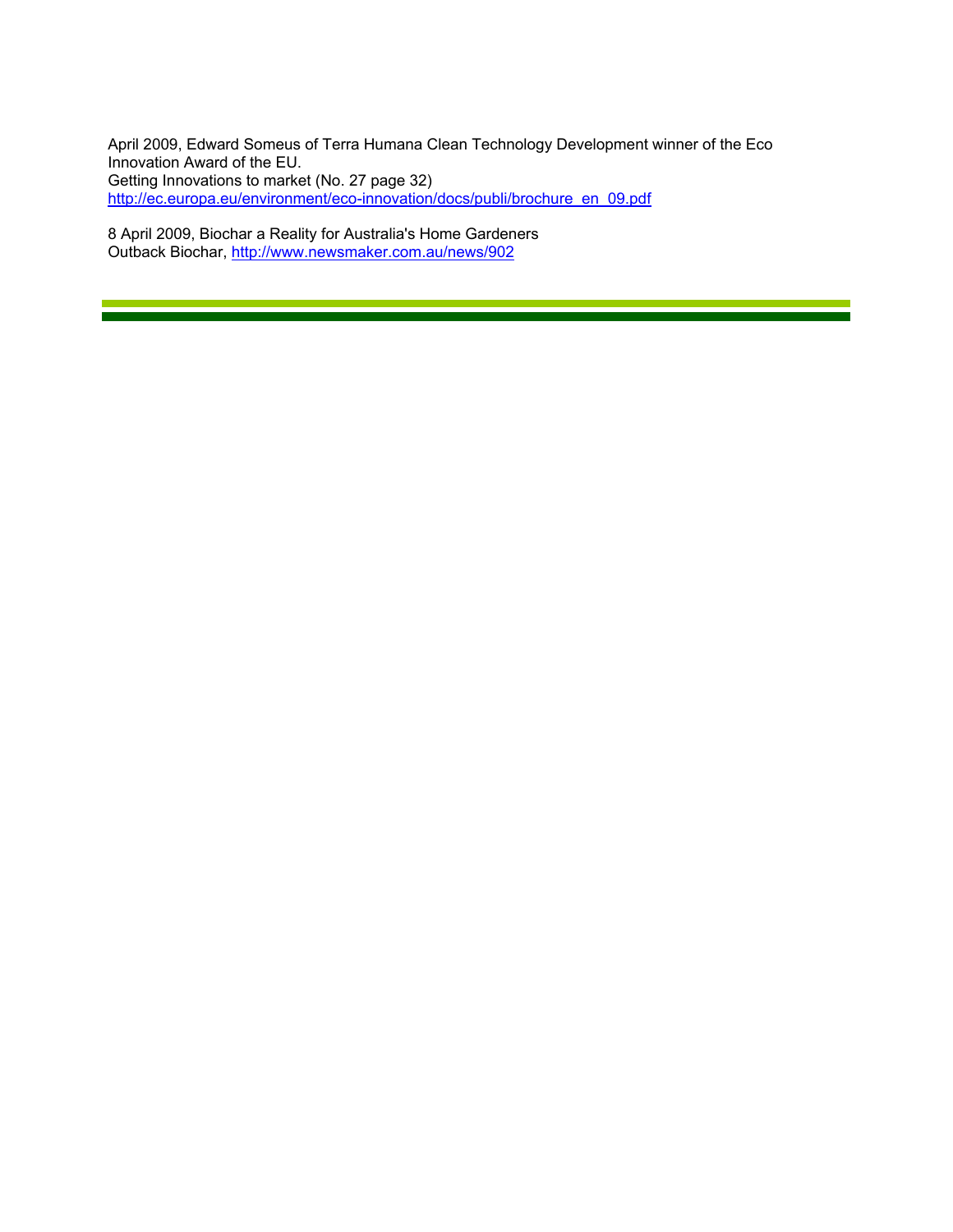April 2009, Edward Someus of Terra Humana Clean Technology Development winner of the Eco Innovation Award of the EU.
Getting Innovations to market (No. 27 page 32)
http://ec.europa.eu/environment/eco-innovation/docs/publi/brochure_en_09.pdf

8 April 2009, Biochar a Reality for Australia's Home Gardeners
Outback Biochar, http://www.newsmaker.com.au/news/902